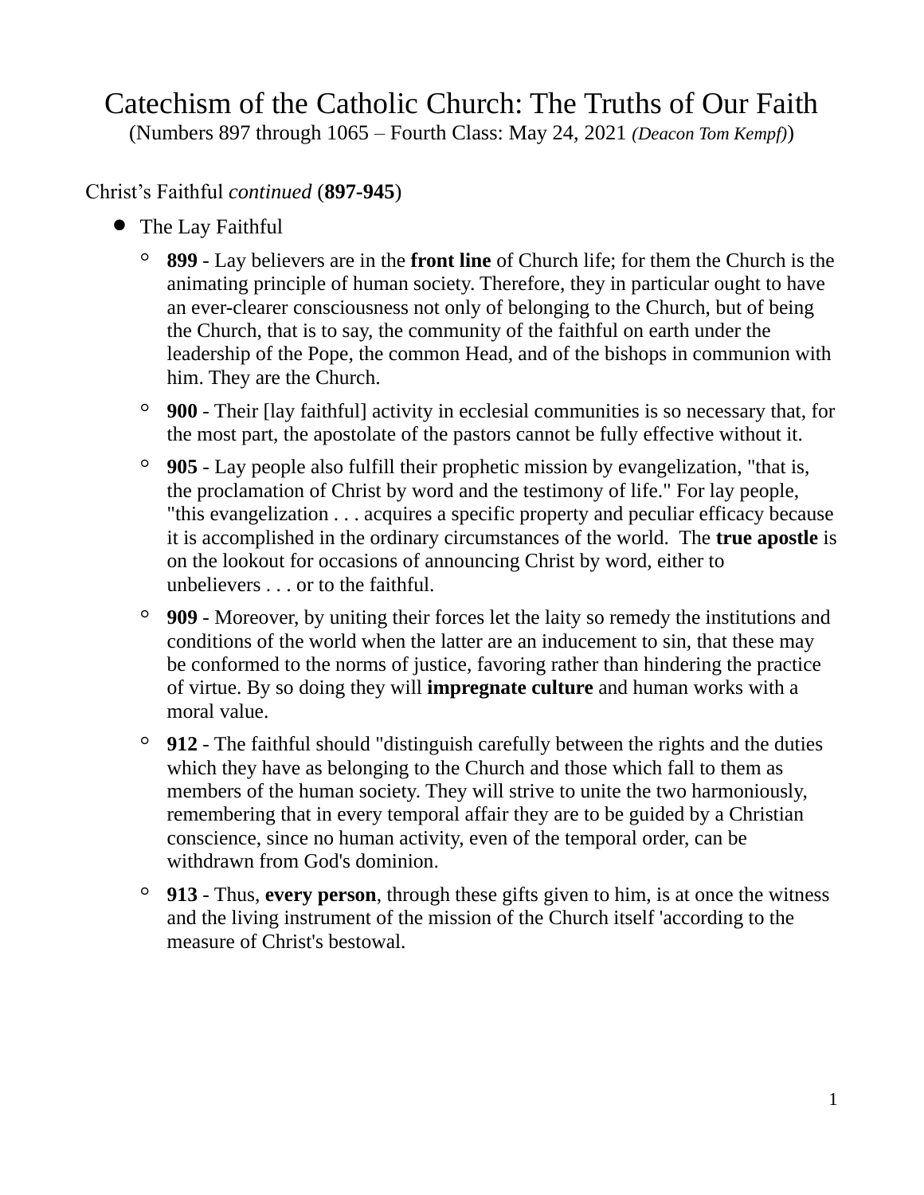# Catechism of the Catholic Church: The Truths of Our Faith

(Numbers 897 through 1065 – Fourth Class: May 24, 2021 *(Deacon Tom Kempf)*)

Christ's Faithful *continued* (**897-945**)

- The Lay Faithful
  - **899** - Lay believers are in the **front line** of Church life; for them the Church is the animating principle of human society. Therefore, they in particular ought to have an ever-clearer consciousness not only of belonging to the Church, but of being the Church, that is to say, the community of the faithful on earth under the leadership of the Pope, the common Head, and of the bishops in communion with him. They are the Church.
  - **900** - Their [lay faithful] activity in ecclesial communities is so necessary that, for the most part, the apostolate of the pastors cannot be fully effective without it.
  - **905** - Lay people also fulfill their prophetic mission by evangelization, "that is, the proclamation of Christ by word and the testimony of life." For lay people, "this evangelization . . . acquires a specific property and peculiar efficacy because it is accomplished in the ordinary circumstances of the world. The **true apostle** is on the lookout for occasions of announcing Christ by word, either to unbelievers . . . or to the faithful.
  - **909** - Moreover, by uniting their forces let the laity so remedy the institutions and conditions of the world when the latter are an inducement to sin, that these may be conformed to the norms of justice, favoring rather than hindering the practice of virtue. By so doing they will **impregnate culture** and human works with a moral value.
  - **912** - The faithful should "distinguish carefully between the rights and the duties which they have as belonging to the Church and those which fall to them as members of the human society. They will strive to unite the two harmoniously, remembering that in every temporal affair they are to be guided by a Christian conscience, since no human activity, even of the temporal order, can be withdrawn from God's dominion.
  - **913** - Thus, **every person**, through these gifts given to him, is at once the witness and the living instrument of the mission of the Church itself 'according to the measure of Christ's bestowal.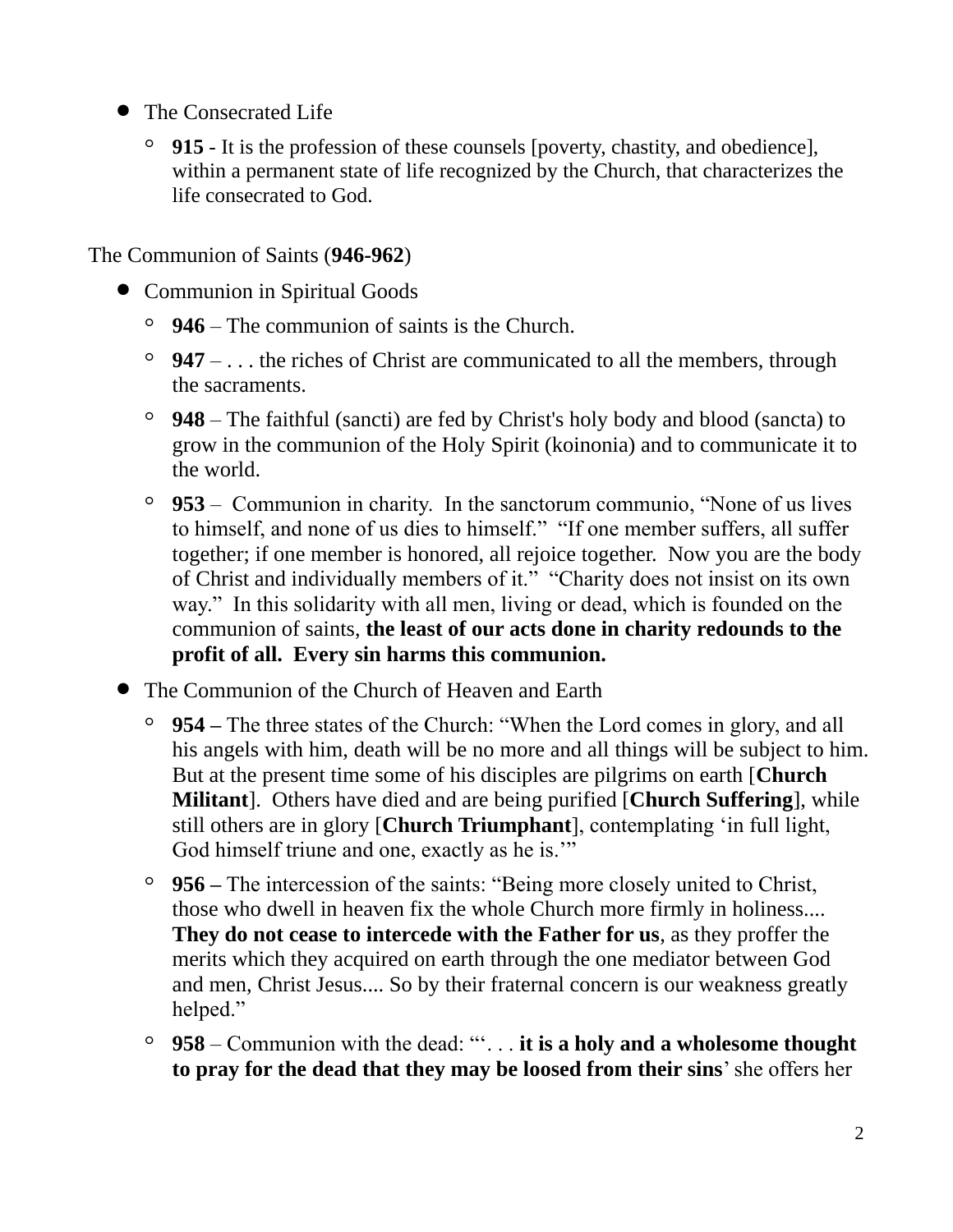- The Consecrated Life
  - **915** - It is the profession of these counsels [poverty, chastity, and obedience], within a permanent state of life recognized by the Church, that characterizes the life consecrated to God.

The Communion of Saints (**946-962**)

- Communion in Spiritual Goods
  - **946** – The communion of saints is the Church.
  - **947** – . . . the riches of Christ are communicated to all the members, through the sacraments.
  - **948** – The faithful (sancti) are fed by Christ's holy body and blood (sancta) to grow in the communion of the Holy Spirit (koinonia) and to communicate it to the world.
  - **953** – Communion in charity. In the sanctorum communio, "None of us lives to himself, and none of us dies to himself." "If one member suffers, all suffer together; if one member is honored, all rejoice together. Now you are the body of Christ and individually members of it." "Charity does not insist on its own way." In this solidarity with all men, living or dead, which is founded on the communion of saints, **the least of our acts done in charity redounds to the profit of all. Every sin harms this communion.**
- The Communion of the Church of Heaven and Earth
  - **954 –** The three states of the Church: "When the Lord comes in glory, and all his angels with him, death will be no more and all things will be subject to him. But at the present time some of his disciples are pilgrims on earth [**Church Militant**]. Others have died and are being purified [**Church Suffering**], while still others are in glory [**Church Triumphant**], contemplating 'in full light, God himself triune and one, exactly as he is.'"
  - **956 –** The intercession of the saints: "Being more closely united to Christ, those who dwell in heaven fix the whole Church more firmly in holiness.... **They do not cease to intercede with the Father for us**, as they proffer the merits which they acquired on earth through the one mediator between God and men, Christ Jesus.... So by their fraternal concern is our weakness greatly helped."
  - **958** – Communion with the dead: "'. . . **it is a holy and a wholesome thought to pray for the dead that they may be loosed from their sins**' she offers her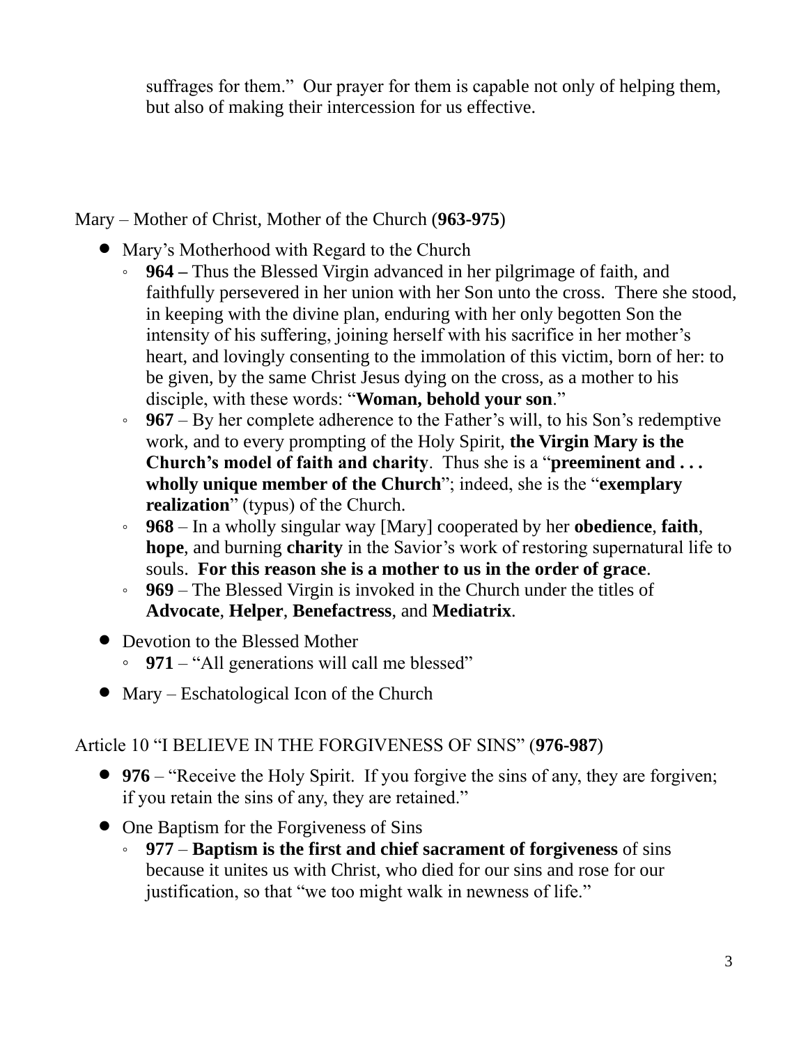suffrages for them." Our prayer for them is capable not only of helping them, but also of making their intercession for us effective.

Mary – Mother of Christ, Mother of the Church (**963-975**)

- Mary's Motherhood with Regard to the Church
  - **964 –** Thus the Blessed Virgin advanced in her pilgrimage of faith, and faithfully persevered in her union with her Son unto the cross. There she stood, in keeping with the divine plan, enduring with her only begotten Son the intensity of his suffering, joining herself with his sacrifice in her mother's heart, and lovingly consenting to the immolation of this victim, born of her: to be given, by the same Christ Jesus dying on the cross, as a mother to his disciple, with these words: "**Woman, behold your son**."
  - **967** – By her complete adherence to the Father's will, to his Son's redemptive work, and to every prompting of the Holy Spirit, **the Virgin Mary is the Church's model of faith and charity**. Thus she is a "**preeminent and . . . wholly unique member of the Church**"; indeed, she is the "**exemplary realization**" (typus) of the Church.
  - **968** – In a wholly singular way [Mary] cooperated by her **obedience**, **faith**, **hope**, and burning **charity** in the Savior's work of restoring supernatural life to souls. **For this reason she is a mother to us in the order of grace**.
  - **969** – The Blessed Virgin is invoked in the Church under the titles of **Advocate**, **Helper**, **Benefactress**, and **Mediatrix**.
- Devotion to the Blessed Mother
  - **971** – "All generations will call me blessed"
- Mary – Eschatological Icon of the Church

Article 10 "I BELIEVE IN THE FORGIVENESS OF SINS" (**976-987**)

- **976** – "Receive the Holy Spirit. If you forgive the sins of any, they are forgiven; if you retain the sins of any, they are retained."
- One Baptism for the Forgiveness of Sins
  - **977** – **Baptism is the first and chief sacrament of forgiveness** of sins because it unites us with Christ, who died for our sins and rose for our justification, so that "we too might walk in newness of life."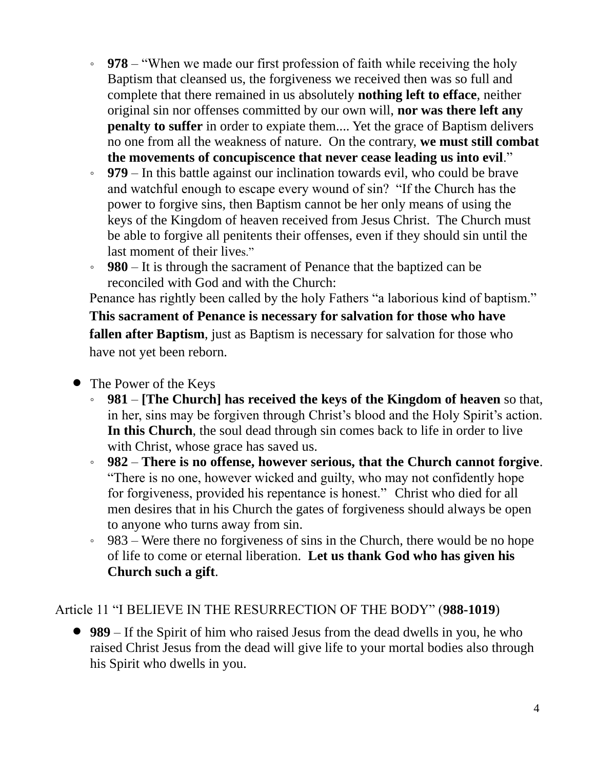- **978** – "When we made our first profession of faith while receiving the holy Baptism that cleansed us, the forgiveness we received then was so full and complete that there remained in us absolutely **nothing left to efface**, neither original sin nor offenses committed by our own will, **nor was there left any penalty to suffer** in order to expiate them.... Yet the grace of Baptism delivers no one from all the weakness of nature. On the contrary, **we must still combat the movements of concupiscence that never cease leading us into evil**."
- **979** – In this battle against our inclination towards evil, who could be brave and watchful enough to escape every wound of sin? "If the Church has the power to forgive sins, then Baptism cannot be her only means of using the keys of the Kingdom of heaven received from Jesus Christ. The Church must be able to forgive all penitents their offenses, even if they should sin until the last moment of their lives."
- **980** – It is through the sacrament of Penance that the baptized can be reconciled with God and with the Church:

  Penance has rightly been called by the holy Fathers "a laborious kind of baptism." **This sacrament of Penance is necessary for salvation for those who have fallen after Baptism**, just as Baptism is necessary for salvation for those who have not yet been reborn.

- The Power of the Keys
  - **981** – **[The Church] has received the keys of the Kingdom of heaven** so that, in her, sins may be forgiven through Christ's blood and the Holy Spirit's action. **In this Church**, the soul dead through sin comes back to life in order to live with Christ, whose grace has saved us.
  - **982** – **There is no offense, however serious, that the Church cannot forgive**. "There is no one, however wicked and guilty, who may not confidently hope for forgiveness, provided his repentance is honest." Christ who died for all men desires that in his Church the gates of forgiveness should always be open to anyone who turns away from sin.
  - 983 – Were there no forgiveness of sins in the Church, there would be no hope of life to come or eternal liberation. **Let us thank God who has given his Church such a gift**.

Article 11 "I BELIEVE IN THE RESURRECTION OF THE BODY" (**988-1019**)

- **989** – If the Spirit of him who raised Jesus from the dead dwells in you, he who raised Christ Jesus from the dead will give life to your mortal bodies also through his Spirit who dwells in you.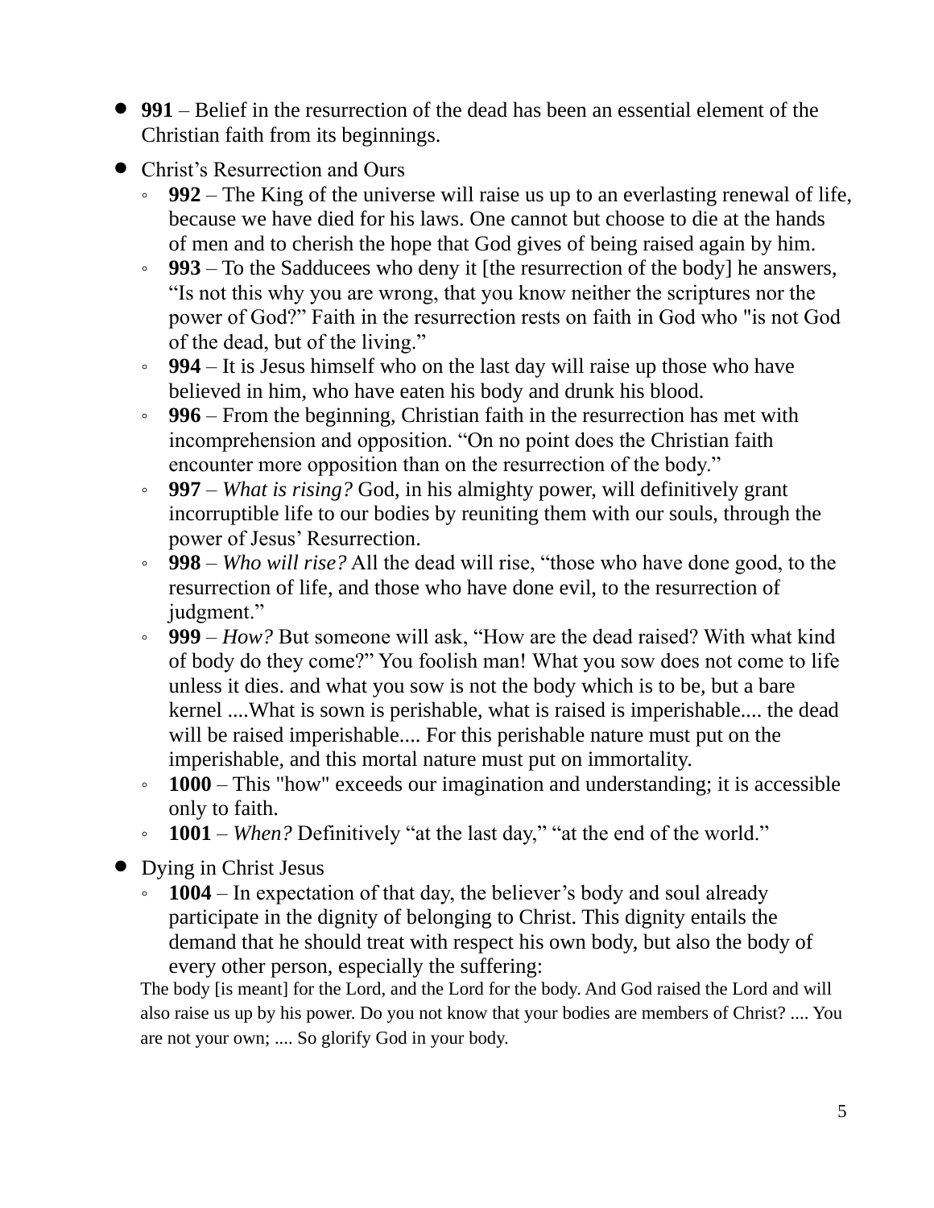- **991** – Belief in the resurrection of the dead has been an essential element of the Christian faith from its beginnings.
- Christ's Resurrection and Ours
    - **992** – The King of the universe will raise us up to an everlasting renewal of life, because we have died for his laws. One cannot but choose to die at the hands of men and to cherish the hope that God gives of being raised again by him.
    - **993** – To the Sadducees who deny it [the resurrection of the body] he answers, "Is not this why you are wrong, that you know neither the scriptures nor the power of God?" Faith in the resurrection rests on faith in God who "is not God of the dead, but of the living."
    - **994** – It is Jesus himself who on the last day will raise up those who have believed in him, who have eaten his body and drunk his blood.
    - **996** – From the beginning, Christian faith in the resurrection has met with incomprehension and opposition. "On no point does the Christian faith encounter more opposition than on the resurrection of the body."
    - **997** – *What is rising?* God, in his almighty power, will definitively grant incorruptible life to our bodies by reuniting them with our souls, through the power of Jesus' Resurrection.
    - **998** – *Who will rise?* All the dead will rise, "those who have done good, to the resurrection of life, and those who have done evil, to the resurrection of judgment."
    - **999** – *How?* But someone will ask, "How are the dead raised? With what kind of body do they come?" You foolish man! What you sow does not come to life unless it dies. and what you sow is not the body which is to be, but a bare kernel ....What is sown is perishable, what is raised is imperishable.... the dead will be raised imperishable.... For this perishable nature must put on the imperishable, and this mortal nature must put on immortality.
    - **1000** – This "how" exceeds our imagination and understanding; it is accessible only to faith.
    - **1001** – *When?* Definitively "at the last day," "at the end of the world."
- Dying in Christ Jesus
    - **1004** – In expectation of that day, the believer's body and soul already participate in the dignity of belonging to Christ. This dignity entails the demand that he should treat with respect his own body, but also the body of every other person, especially the suffering:

  The body [is meant] for the Lord, and the Lord for the body. And God raised the Lord and will also raise us up by his power. Do you not know that your bodies are members of Christ? .... You are not your own; .... So glorify God in your body.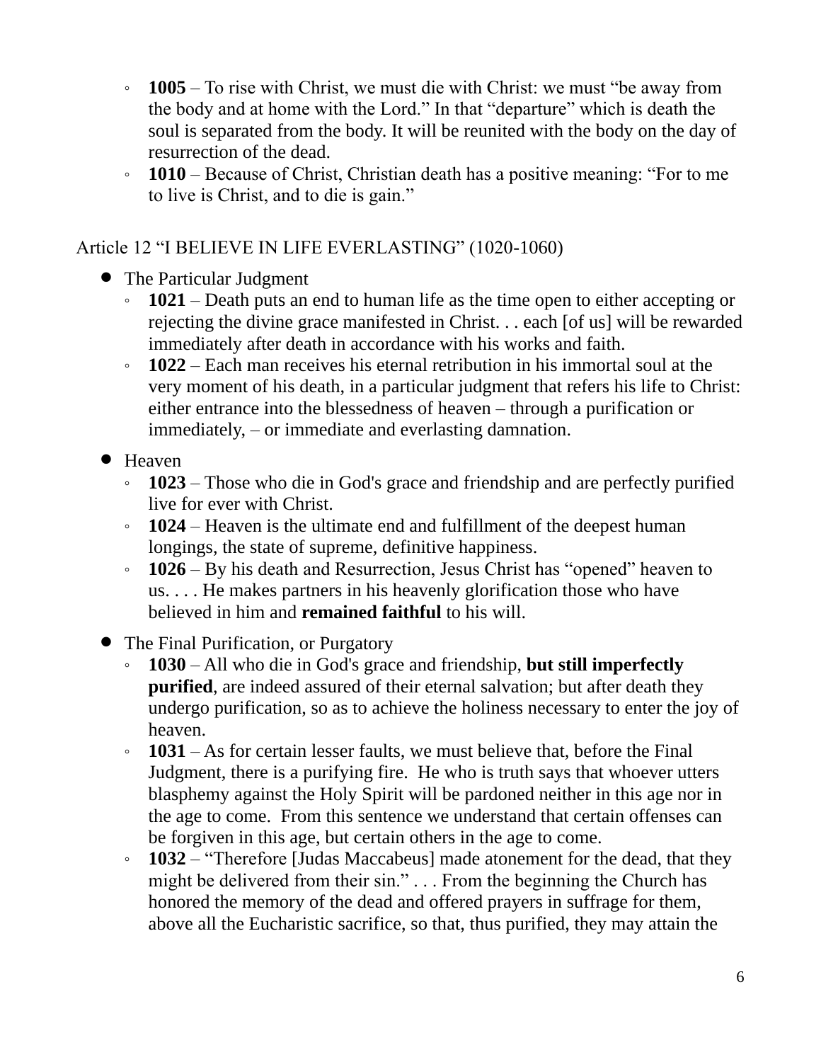- **1005** – To rise with Christ, we must die with Christ: we must "be away from the body and at home with the Lord." In that "departure" which is death the soul is separated from the body. It will be reunited with the body on the day of resurrection of the dead.
- **1010** – Because of Christ, Christian death has a positive meaning: "For to me to live is Christ, and to die is gain."

Article 12 "I BELIEVE IN LIFE EVERLASTING" (1020-1060)

- The Particular Judgment
  - **1021** – Death puts an end to human life as the time open to either accepting or rejecting the divine grace manifested in Christ. . . each [of us] will be rewarded immediately after death in accordance with his works and faith.
  - **1022** – Each man receives his eternal retribution in his immortal soul at the very moment of his death, in a particular judgment that refers his life to Christ: either entrance into the blessedness of heaven – through a purification or immediately, – or immediate and everlasting damnation.
- Heaven
  - **1023** – Those who die in God's grace and friendship and are perfectly purified live for ever with Christ.
  - **1024** – Heaven is the ultimate end and fulfillment of the deepest human longings, the state of supreme, definitive happiness.
  - **1026** – By his death and Resurrection, Jesus Christ has "opened" heaven to us. . . . He makes partners in his heavenly glorification those who have believed in him and **remained faithful** to his will.
- The Final Purification, or Purgatory
  - **1030** – All who die in God's grace and friendship, **but still imperfectly purified**, are indeed assured of their eternal salvation; but after death they undergo purification, so as to achieve the holiness necessary to enter the joy of heaven.
  - **1031** – As for certain lesser faults, we must believe that, before the Final Judgment, there is a purifying fire. He who is truth says that whoever utters blasphemy against the Holy Spirit will be pardoned neither in this age nor in the age to come. From this sentence we understand that certain offenses can be forgiven in this age, but certain others in the age to come.
  - **1032** – "Therefore [Judas Maccabeus] made atonement for the dead, that they might be delivered from their sin." . . . From the beginning the Church has honored the memory of the dead and offered prayers in suffrage for them, above all the Eucharistic sacrifice, so that, thus purified, they may attain the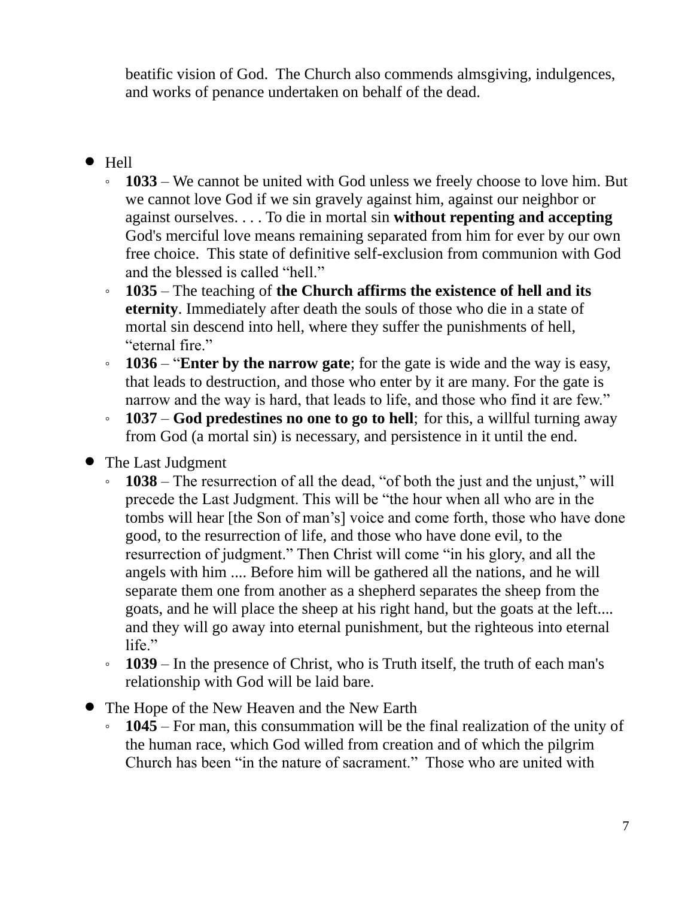beatific vision of God. The Church also commends almsgiving, indulgences, and works of penance undertaken on behalf of the dead.

- Hell
    - **1033** – We cannot be united with God unless we freely choose to love him. But we cannot love God if we sin gravely against him, against our neighbor or against ourselves. . . . To die in mortal sin **without repenting and accepting** God's merciful love means remaining separated from him for ever by our own free choice. This state of definitive self-exclusion from communion with God and the blessed is called "hell."
    - **1035** – The teaching of **the Church affirms the existence of hell and its eternity**. Immediately after death the souls of those who die in a state of mortal sin descend into hell, where they suffer the punishments of hell, "eternal fire."
    - **1036** – "**Enter by the narrow gate**; for the gate is wide and the way is easy, that leads to destruction, and those who enter by it are many. For the gate is narrow and the way is hard, that leads to life, and those who find it are few."
    - **1037** – **God predestines no one to go to hell**; for this, a willful turning away from God (a mortal sin) is necessary, and persistence in it until the end.
- The Last Judgment
    - **1038** – The resurrection of all the dead, "of both the just and the unjust," will precede the Last Judgment. This will be "the hour when all who are in the tombs will hear [the Son of man's] voice and come forth, those who have done good, to the resurrection of life, and those who have done evil, to the resurrection of judgment." Then Christ will come "in his glory, and all the angels with him .... Before him will be gathered all the nations, and he will separate them one from another as a shepherd separates the sheep from the goats, and he will place the sheep at his right hand, but the goats at the left.... and they will go away into eternal punishment, but the righteous into eternal life."
    - **1039** – In the presence of Christ, who is Truth itself, the truth of each man's relationship with God will be laid bare.
- The Hope of the New Heaven and the New Earth
    - **1045** – For man, this consummation will be the final realization of the unity of the human race, which God willed from creation and of which the pilgrim Church has been "in the nature of sacrament." Those who are united with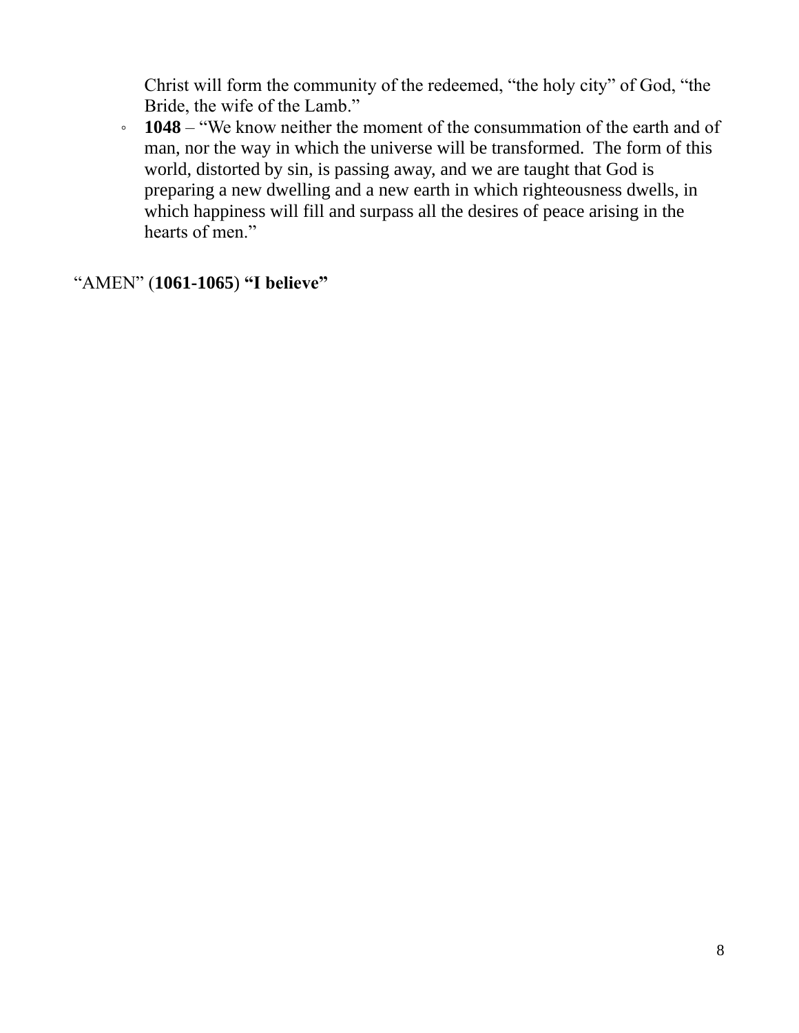Christ will form the community of the redeemed, “the holy city” of God, “the Bride, the wife of the Lamb.”

- **1048** – “We know neither the moment of the consummation of the earth and of man, nor the way in which the universe will be transformed.  The form of this world, distorted by sin, is passing away, and we are taught that God is preparing a new dwelling and a new earth in which righteousness dwells, in which happiness will fill and surpass all the desires of peace arising in the hearts of men.”

“AMEN” (**1061-1065**) **“I believe”**